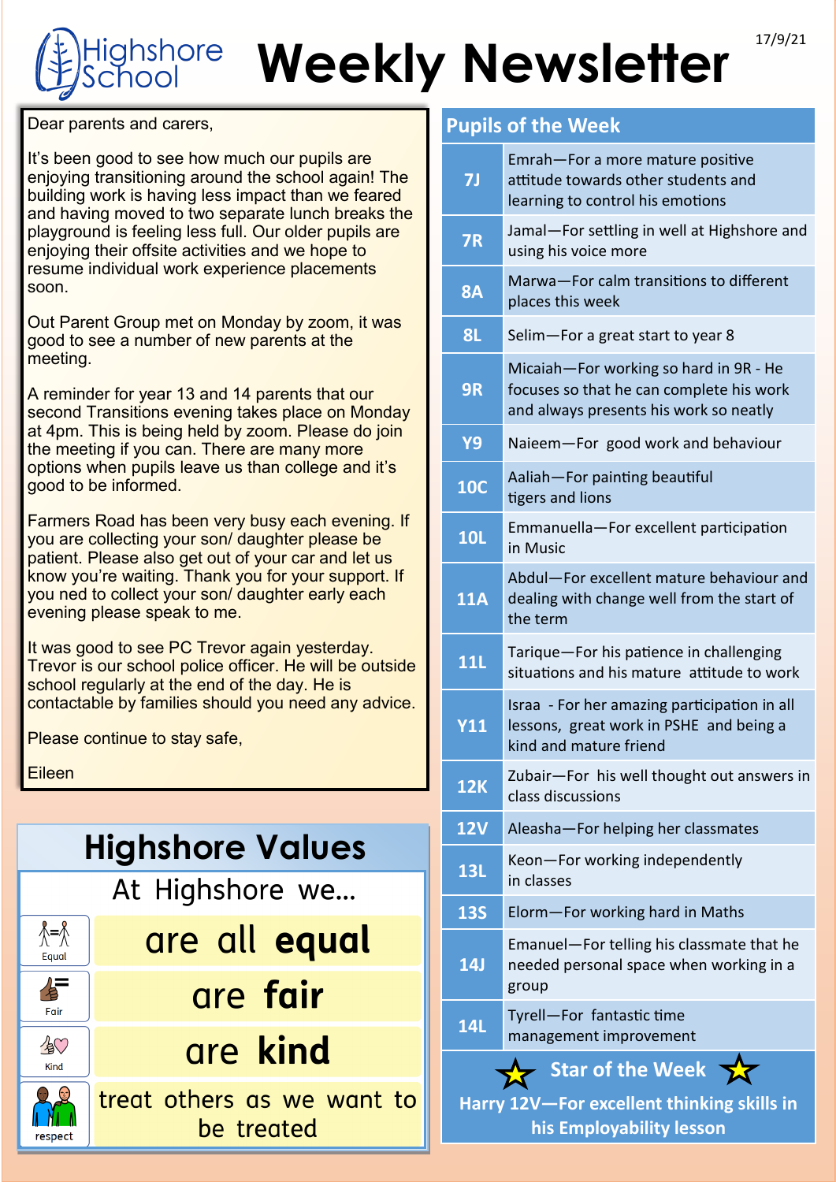# Highshore School — Weekly Newsletter

17/9/21

Dear parents and carers,

It's been good to see how much our pupils are enjoying transitioning around the school again! The building work is having less impact than we feared and having moved to two separate lunch breaks the playground is feeling less full. Our older pupils are enjoying their offsite activities and we hope to resume individual work experience placements soon.

Out Parent Group met on Monday by zoom, it was good to see a number of new parents at the meeting.

A reminder for year 13 and 14 parents that our second Transitions evening takes place on Monday at 4pm. This is being held by zoom. Please do join the meeting if you can. There are many more options when pupils leave us than college and it's good to be informed.

Farmers Road has been very busy each evening. If you are collecting your son/ daughter please be patient. Please also get out of your car and let us know you're waiting. Thank you for your support. If you ned to collect your son/ daughter early each evening please speak to me.

It was good to see PC Trevor again yesterday. Trevor is our school police officer. He will be outside school regularly at the end of the day. He is contactable by families should you need any advice.

Please continue to stay safe,

Eileen

## Highshore Values

At Highshore we…

| | |
|---|---|
| Equal | are all **equal** |
| Fair | are **fair** |
| Kind | are **kind** |
| respect | treat others as we want to be treated |

## Pupils of the Week

| Class | Pupil |
|---|---|
| 7J | Emrah—For a more mature positive attitude towards other students and learning to control his emotions |
| 7R | Jamal—For settling in well at Highshore and using his voice more |
| 8A | Marwa—For calm transitions to different places this week |
| 8L | Selim—For a great start to year 8 |
| 9R | Micaiah—For working so hard in 9R - He focuses so that he can complete his work and always presents his work so neatly |
| Y9 | Naieem—For good work and behaviour |
| 10C | Aaliah—For painting beautiful tigers and lions |
| 10L | Emmanuella—For excellent participation in Music |
| 11A | Abdul—For excellent mature behaviour and dealing with change well from the start of the term |
| 11L | Tarique—For his patience in challenging situations and his mature attitude to work |
| Y11 | Israa - For her amazing participation in all lessons, great work in PSHE and being a kind and mature friend |
| 12K | Zubair—For his well thought out answers in class discussions |
| 12V | Aleasha—For helping her classmates |
| 13L | Keon—For working independently in classes |
| 13S | Elorm—For working hard in Maths |
| 14J | Emanuel—For telling his classmate that he needed personal space when working in a group |
| 14L | Tyrell—For fantastic time management improvement |

### Star of the Week

**Harry 12V—For excellent thinking skills in his Employability lesson**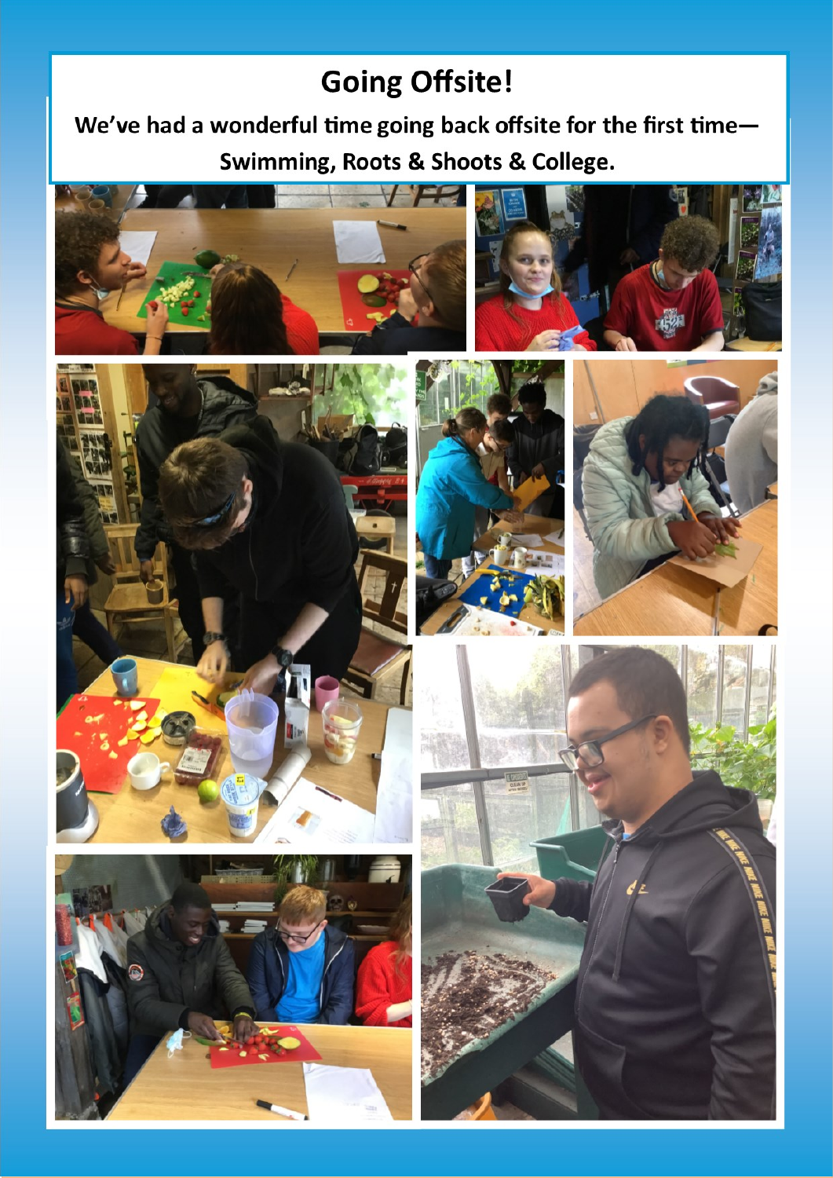# Going Offsite!

**We've had a wonderful time going back offsite for the first time—Swimming, Roots & Shoots & College.**